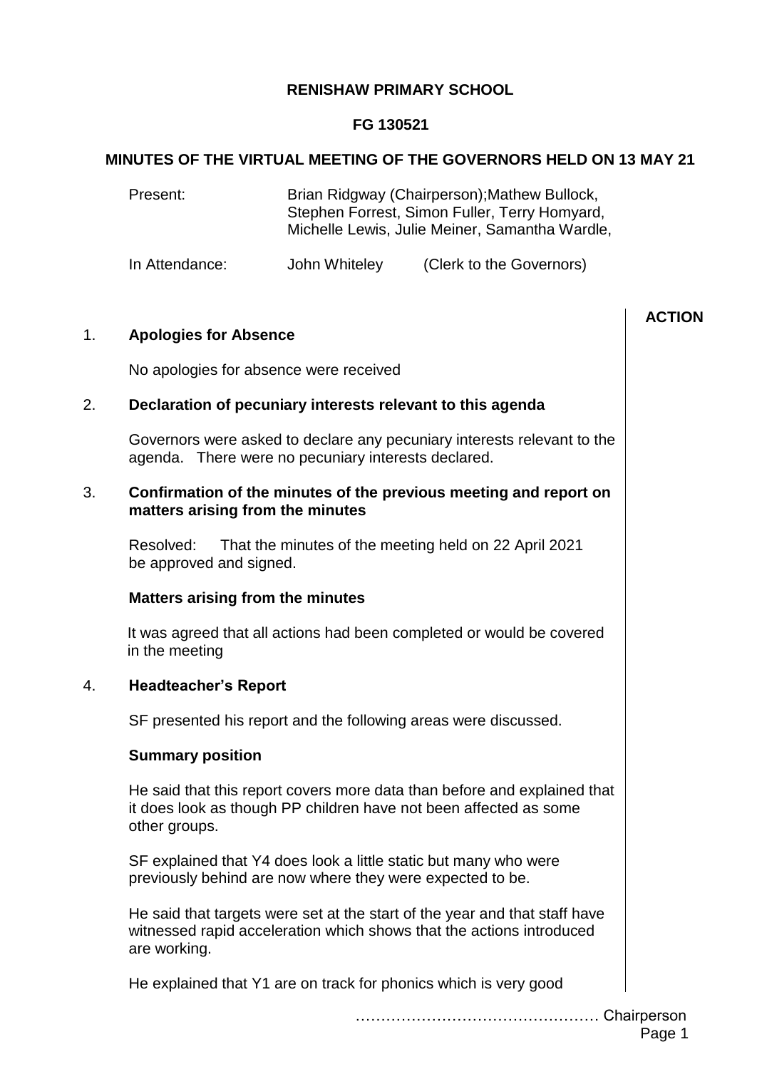**RENISHAW PRIMARY SCHOOL**

**FG 130521**

**MINUTES OF THE VIRTUAL MEETING OF THE GOVERNORS HELD ON 13 MAY 21**

Present: Brian Ridgway (Chairperson);Mathew Bullock, Stephen Forrest, Simon Fuller, Terry Homyard, Michelle Lewis, Julie Meiner, Samantha Wardle,

In Attendance: John Whiteley (Clerk to the Governors)

**ACTION**

1. **Apologies for Absence**

No apologies for absence were received

2. **Declaration of pecuniary interests relevant to this agenda**

Governors were asked to declare any pecuniary interests relevant to the agenda. There were no pecuniary interests declared.

3. **Confirmation of the minutes of the previous meeting and report on matters arising from the minutes**

Resolved: That the minutes of the meeting held on 22 April 2021 be approved and signed.

**Matters arising from the minutes**

It was agreed that all actions had been completed or would be covered in the meeting

4. **Headteacher's Report**

SF presented his report and the following areas were discussed.

**Summary position**

He said that this report covers more data than before and explained that it does look as though PP children have not been affected as some other groups.

SF explained that Y4 does look a little static but many who were previously behind are now where they were expected to be.

He said that targets were set at the start of the year and that staff have witnessed rapid acceleration which shows that the actions introduced are working.

He explained that Y1 are on track for phonics which is very good

………………………………………… Chairperson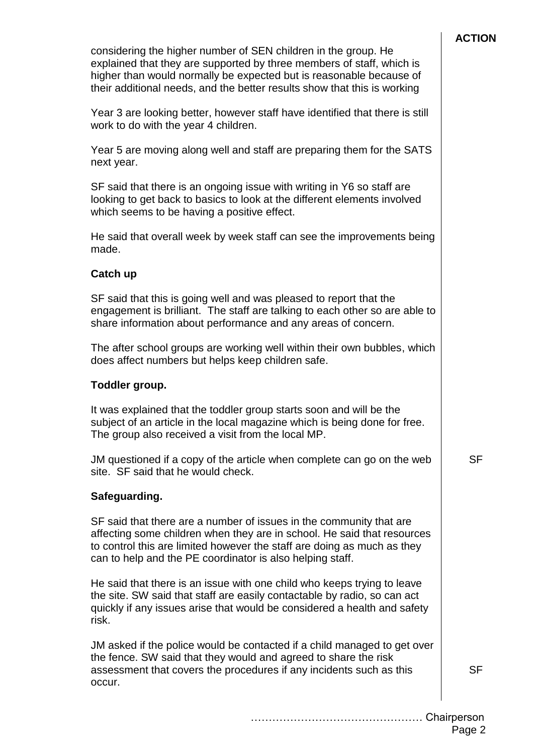| | ACTION |
|---|---|
| considering the higher number of SEN children in the group. He explained that they are supported by three members of staff, which is higher than would normally be expected but is reasonable because of their additional needs, and the better results show that this is working | |
| Year 3 are looking better, however staff have identified that there is still work to do with the year 4 children. | |
| Year 5 are moving along well and staff are preparing them for the SATS next year. | |
| SF said that there is an ongoing issue with writing in Y6 so staff are looking to get back to basics to look at the different elements involved which seems to be having a positive effect. | |
| He said that overall week by week staff can see the improvements being made. | |
| **Catch up** | |
| SF said that this is going well and was pleased to report that the engagement is brilliant. The staff are talking to each other so are able to share information about performance and any areas of concern. | |
| The after school groups are working well within their own bubbles, which does affect numbers but helps keep children safe. | |
| **Toddler group.** | |
| It was explained that the toddler group starts soon and will be the subject of an article in the local magazine which is being done for free. The group also received a visit from the local MP. | |
| JM questioned if a copy of the article when complete can go on the web site. SF said that he would check. | SF |
| **Safeguarding.** | |
| SF said that there are a number of issues in the community that are affecting some children when they are in school. He said that resources to control this are limited however the staff are doing as much as they can to help and the PE coordinator is also helping staff. | |
| He said that there is an issue with one child who keeps trying to leave the site. SW said that staff are easily contactable by radio, so can act quickly if any issues arise that would be considered a health and safety risk. | |
| JM asked if the police would be contacted if a child managed to get over the fence. SW said that they would and agreed to share the risk assessment that covers the procedures if any incidents such as this occur. | SF |

………………………………………… Chairperson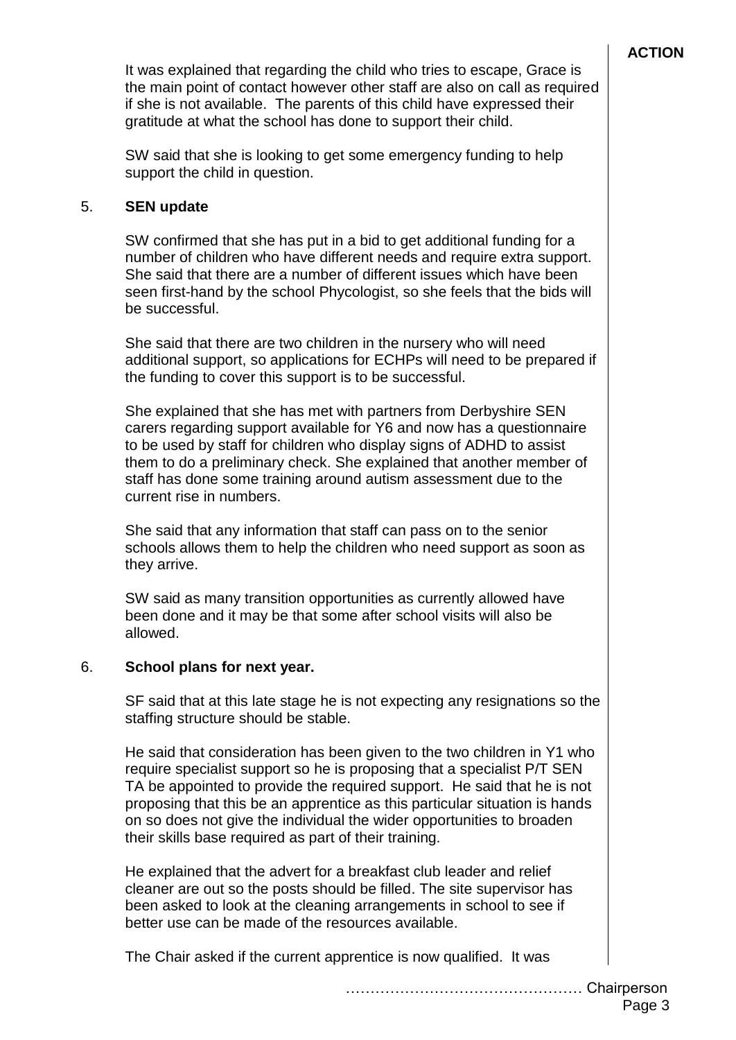**ACTION**

It was explained that regarding the child who tries to escape, Grace is the main point of contact however other staff are also on call as required if she is not available. The parents of this child have expressed their gratitude at what the school has done to support their child.

SW said that she is looking to get some emergency funding to help support the child in question.

5. **SEN update**

SW confirmed that she has put in a bid to get additional funding for a number of children who have different needs and require extra support. She said that there are a number of different issues which have been seen first-hand by the school Phycologist, so she feels that the bids will be successful.

She said that there are two children in the nursery who will need additional support, so applications for ECHPs will need to be prepared if the funding to cover this support is to be successful.

She explained that she has met with partners from Derbyshire SEN carers regarding support available for Y6 and now has a questionnaire to be used by staff for children who display signs of ADHD to assist them to do a preliminary check. She explained that another member of staff has done some training around autism assessment due to the current rise in numbers.

She said that any information that staff can pass on to the senior schools allows them to help the children who need support as soon as they arrive.

SW said as many transition opportunities as currently allowed have been done and it may be that some after school visits will also be allowed.

6. **School plans for next year.**

SF said that at this late stage he is not expecting any resignations so the staffing structure should be stable.

He said that consideration has been given to the two children in Y1 who require specialist support so he is proposing that a specialist P/T SEN TA be appointed to provide the required support. He said that he is not proposing that this be an apprentice as this particular situation is hands on so does not give the individual the wider opportunities to broaden their skills base required as part of their training.

He explained that the advert for a breakfast club leader and relief cleaner are out so the posts should be filled. The site supervisor has been asked to look at the cleaning arrangements in school to see if better use can be made of the resources available.

The Chair asked if the current apprentice is now qualified. It was

………………………………………… Chairperson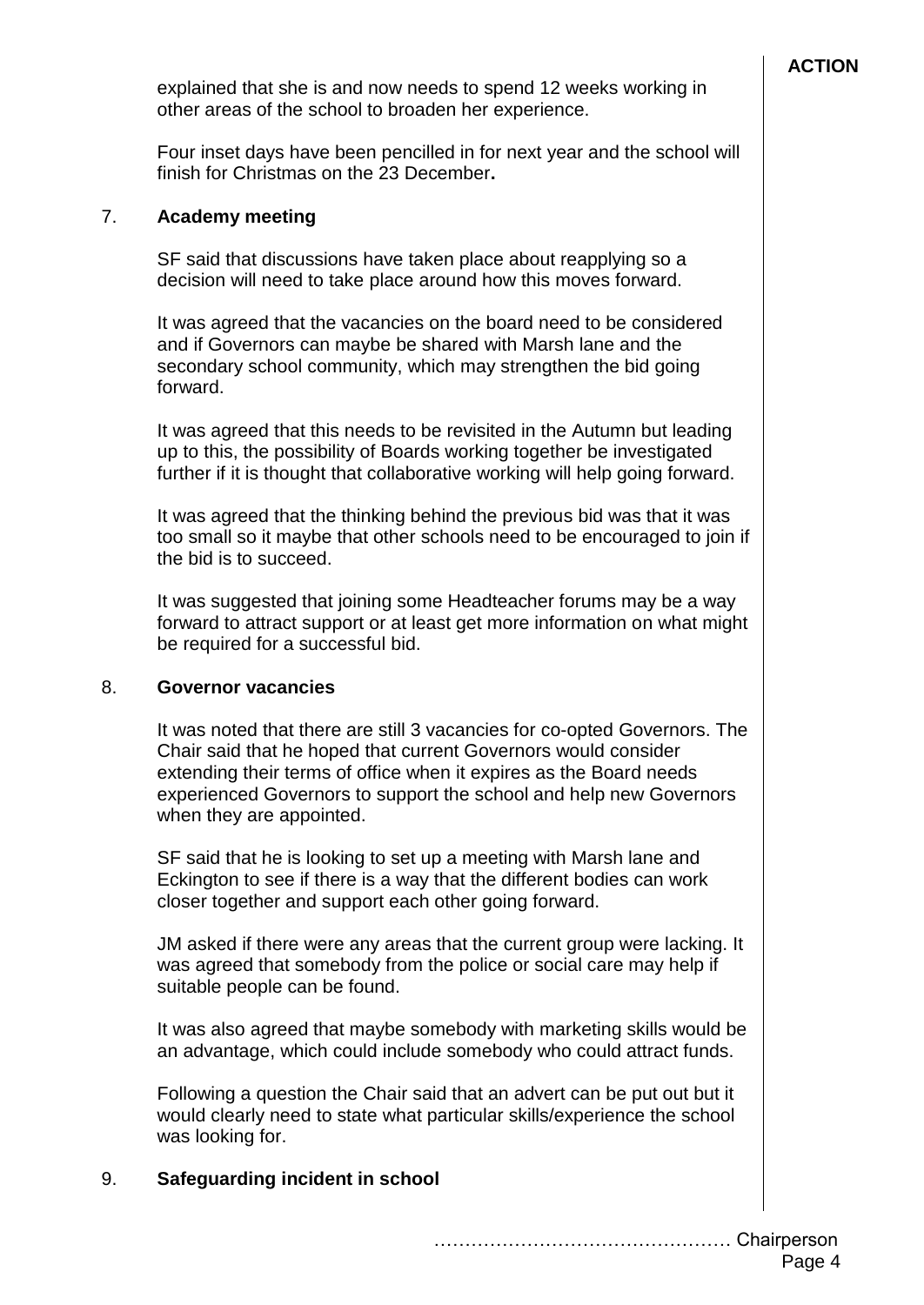**ACTION**

explained that she is and now needs to spend 12 weeks working in other areas of the school to broaden her experience.

Four inset days have been pencilled in for next year and the school will finish for Christmas on the 23 December**.**

7. **Academy meeting**

SF said that discussions have taken place about reapplying so a decision will need to take place around how this moves forward.

It was agreed that the vacancies on the board need to be considered and if Governors can maybe be shared with Marsh lane and the secondary school community, which may strengthen the bid going forward.

It was agreed that this needs to be revisited in the Autumn but leading up to this, the possibility of Boards working together be investigated further if it is thought that collaborative working will help going forward.

It was agreed that the thinking behind the previous bid was that it was too small so it maybe that other schools need to be encouraged to join if the bid is to succeed.

It was suggested that joining some Headteacher forums may be a way forward to attract support or at least get more information on what might be required for a successful bid.

8. **Governor vacancies**

It was noted that there are still 3 vacancies for co-opted Governors. The Chair said that he hoped that current Governors would consider extending their terms of office when it expires as the Board needs experienced Governors to support the school and help new Governors when they are appointed.

SF said that he is looking to set up a meeting with Marsh lane and Eckington to see if there is a way that the different bodies can work closer together and support each other going forward.

JM asked if there were any areas that the current group were lacking. It was agreed that somebody from the police or social care may help if suitable people can be found.

It was also agreed that maybe somebody with marketing skills would be an advantage, which could include somebody who could attract funds.

Following a question the Chair said that an advert can be put out but it would clearly need to state what particular skills/experience the school was looking for.

9. **Safeguarding incident in school**

………………………………………… Chairperson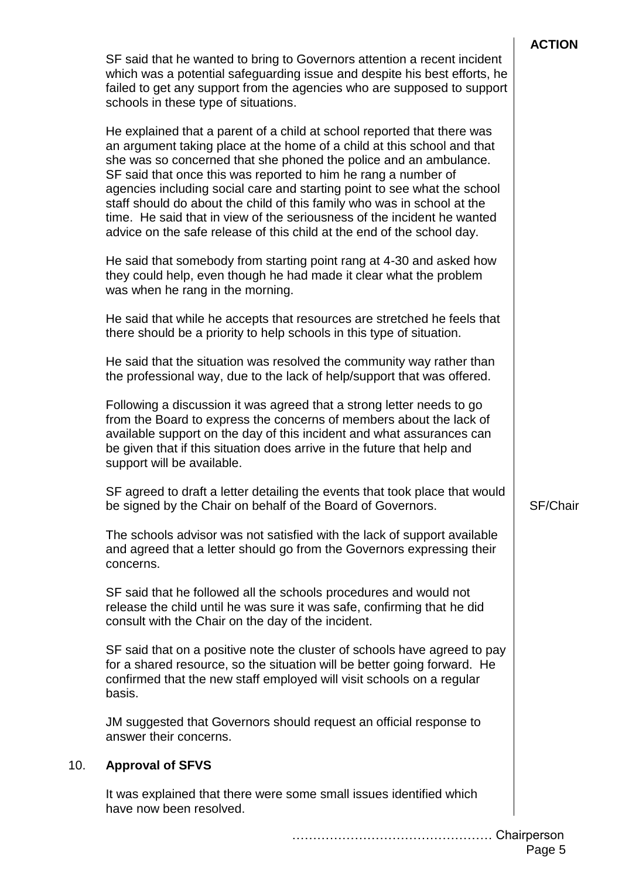**ACTION**

SF said that he wanted to bring to Governors attention a recent incident which was a potential safeguarding issue and despite his best efforts, he failed to get any support from the agencies who are supposed to support schools in these type of situations.

He explained that a parent of a child at school reported that there was an argument taking place at the home of a child at this school and that she was so concerned that she phoned the police and an ambulance. SF said that once this was reported to him he rang a number of agencies including social care and starting point to see what the school staff should do about the child of this family who was in school at the time. He said that in view of the seriousness of the incident he wanted advice on the safe release of this child at the end of the school day.

He said that somebody from starting point rang at 4-30 and asked how they could help, even though he had made it clear what the problem was when he rang in the morning.

He said that while he accepts that resources are stretched he feels that there should be a priority to help schools in this type of situation.

He said that the situation was resolved the community way rather than the professional way, due to the lack of help/support that was offered.

Following a discussion it was agreed that a strong letter needs to go from the Board to express the concerns of members about the lack of available support on the day of this incident and what assurances can be given that if this situation does arrive in the future that help and support will be available.

SF agreed to draft a letter detailing the events that took place that would be signed by the Chair on behalf of the Board of Governors. — **SF/Chair**

The schools advisor was not satisfied with the lack of support available and agreed that a letter should go from the Governors expressing their concerns.

SF said that he followed all the schools procedures and would not release the child until he was sure it was safe, confirming that he did consult with the Chair on the day of the incident.

SF said that on a positive note the cluster of schools have agreed to pay for a shared resource, so the situation will be better going forward. He confirmed that the new staff employed will visit schools on a regular basis.

JM suggested that Governors should request an official response to answer their concerns.

## 10. Approval of SFVS

It was explained that there were some small issues identified which have now been resolved.

………………………………………… Chairperson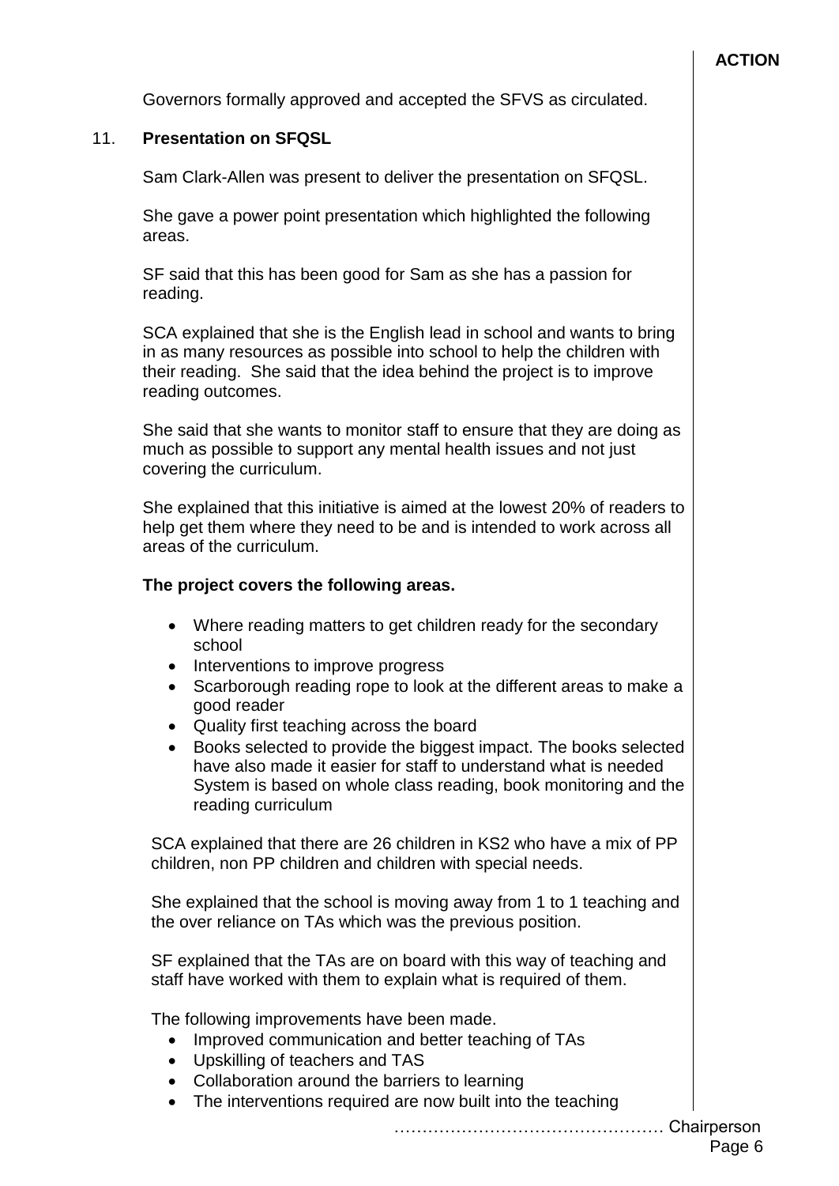**ACTION**

Governors formally approved and accepted the SFVS as circulated.

## 11. Presentation on SFQSL

Sam Clark-Allen was present to deliver the presentation on SFQSL.

She gave a power point presentation which highlighted the following areas.

SF said that this has been good for Sam as she has a passion for reading.

SCA explained that she is the English lead in school and wants to bring in as many resources as possible into school to help the children with their reading. She said that the idea behind the project is to improve reading outcomes.

She said that she wants to monitor staff to ensure that they are doing as much as possible to support any mental health issues and not just covering the curriculum.

She explained that this initiative is aimed at the lowest 20% of readers to help get them where they need to be and is intended to work across all areas of the curriculum.

**The project covers the following areas.**

- Where reading matters to get children ready for the secondary school
- Interventions to improve progress
- Scarborough reading rope to look at the different areas to make a good reader
- Quality first teaching across the board
- Books selected to provide the biggest impact. The books selected have also made it easier for staff to understand what is needed System is based on whole class reading, book monitoring and the reading curriculum

SCA explained that there are 26 children in KS2 who have a mix of PP children, non PP children and children with special needs.

She explained that the school is moving away from 1 to 1 teaching and the over reliance on TAs which was the previous position.

SF explained that the TAs are on board with this way of teaching and staff have worked with them to explain what is required of them.

The following improvements have been made.

- Improved communication and better teaching of TAs
- Upskilling of teachers and TAS
- Collaboration around the barriers to learning
- The interventions required are now built into the teaching

………………………………………… Chairperson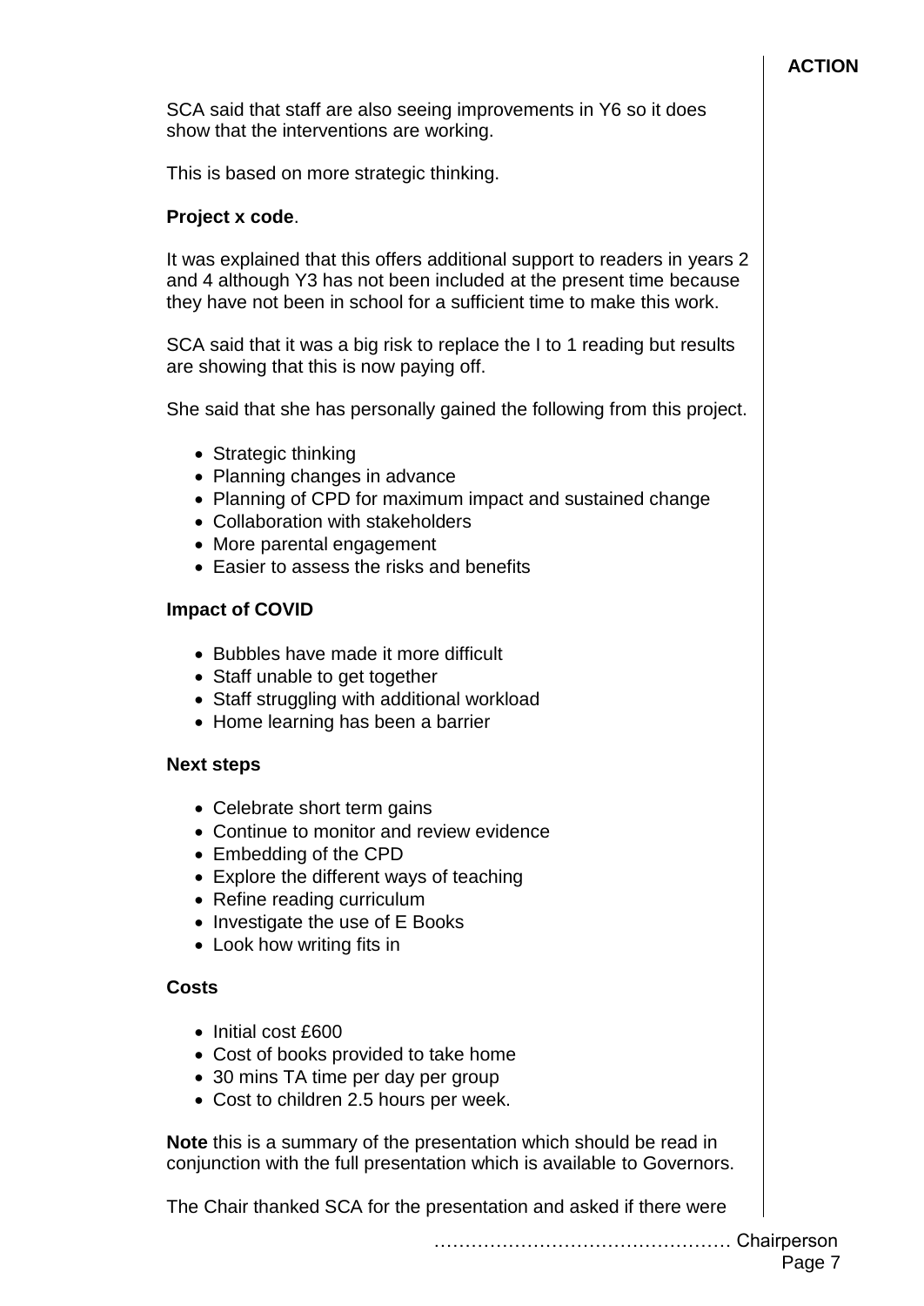**ACTION**

SCA said that staff are also seeing improvements in Y6 so it does show that the interventions are working.

This is based on more strategic thinking.

**Project x code**.

It was explained that this offers additional support to readers in years 2 and 4 although Y3 has not been included at the present time because they have not been in school for a sufficient time to make this work.

SCA said that it was a big risk to replace the I to 1 reading but results are showing that this is now paying off.

She said that she has personally gained the following from this project.

- Strategic thinking
- Planning changes in advance
- Planning of CPD for maximum impact and sustained change
- Collaboration with stakeholders
- More parental engagement
- Easier to assess the risks and benefits

**Impact of COVID**

- Bubbles have made it more difficult
- Staff unable to get together
- Staff struggling with additional workload
- Home learning has been a barrier

**Next steps**

- Celebrate short term gains
- Continue to monitor and review evidence
- Embedding of the CPD
- Explore the different ways of teaching
- Refine reading curriculum
- Investigate the use of E Books
- Look how writing fits in

**Costs**

- Initial cost £600
- Cost of books provided to take home
- 30 mins TA time per day per group
- Cost to children 2.5 hours per week.

**Note** this is a summary of the presentation which should be read in conjunction with the full presentation which is available to Governors.

The Chair thanked SCA for the presentation and asked if there were

………………………………………… Chairperson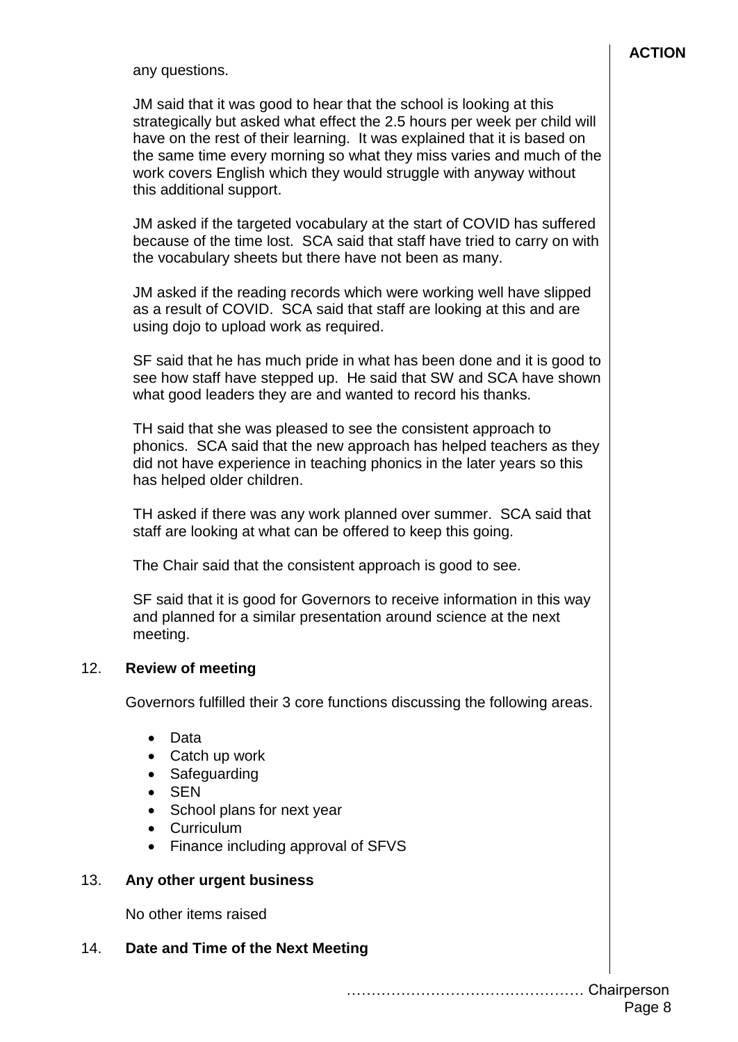**ACTION**

any questions.

JM said that it was good to hear that the school is looking at this strategically but asked what effect the 2.5 hours per week per child will have on the rest of their learning. It was explained that it is based on the same time every morning so what they miss varies and much of the work covers English which they would struggle with anyway without this additional support.

JM asked if the targeted vocabulary at the start of COVID has suffered because of the time lost. SCA said that staff have tried to carry on with the vocabulary sheets but there have not been as many.

JM asked if the reading records which were working well have slipped as a result of COVID. SCA said that staff are looking at this and are using dojo to upload work as required.

SF said that he has much pride in what has been done and it is good to see how staff have stepped up. He said that SW and SCA have shown what good leaders they are and wanted to record his thanks.

TH said that she was pleased to see the consistent approach to phonics. SCA said that the new approach has helped teachers as they did not have experience in teaching phonics in the later years so this has helped older children.

TH asked if there was any work planned over summer. SCA said that staff are looking at what can be offered to keep this going.

The Chair said that the consistent approach is good to see.

SF said that it is good for Governors to receive information in this way and planned for a similar presentation around science at the next meeting.

12. **Review of meeting**

Governors fulfilled their 3 core functions discussing the following areas.

- Data
- Catch up work
- Safeguarding
- SEN
- School plans for next year
- Curriculum
- Finance including approval of SFVS

13. **Any other urgent business**

No other items raised

14. **Date and Time of the Next Meeting**

………………………………………… Chairperson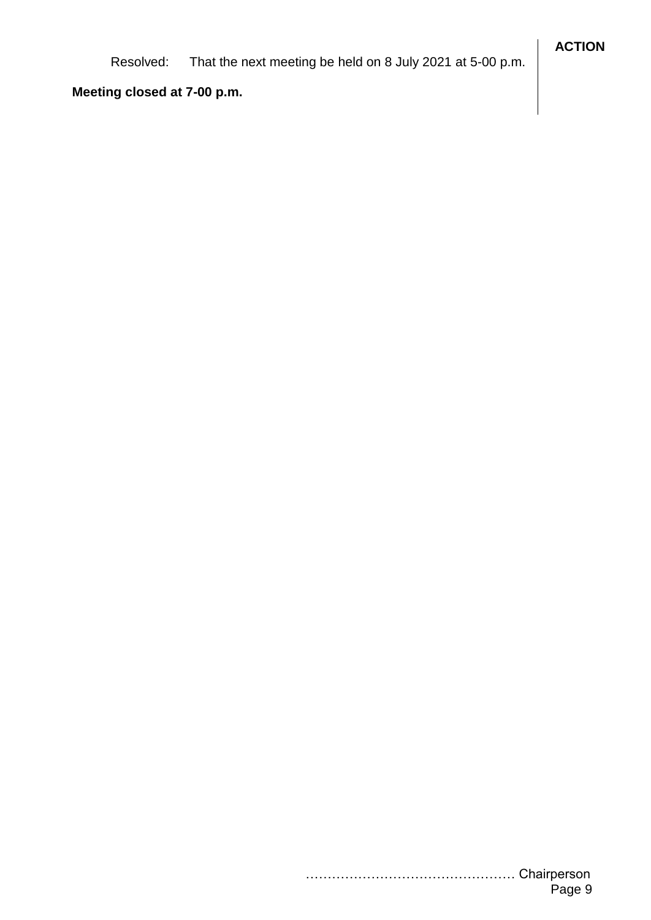**ACTION**

Resolved: That the next meeting be held on 8 July 2021 at 5-00 p.m.

**Meeting closed at 7-00 p.m.**

………………………………………… Chairperson